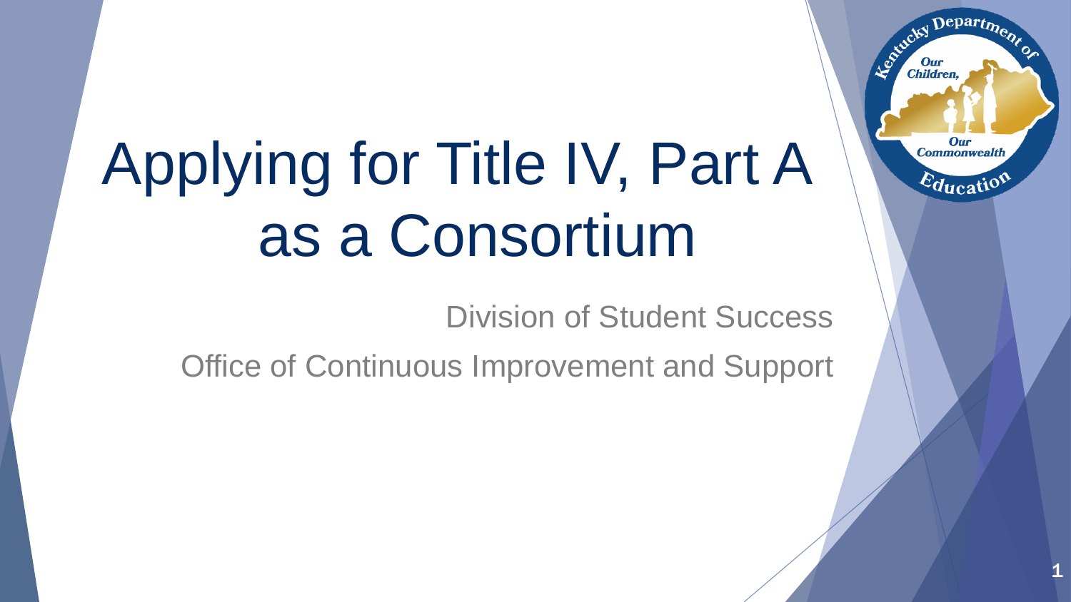# Applying for Title IV, Part A as a Consortium

Division of Student Success

Office of Continuous Improvement and Support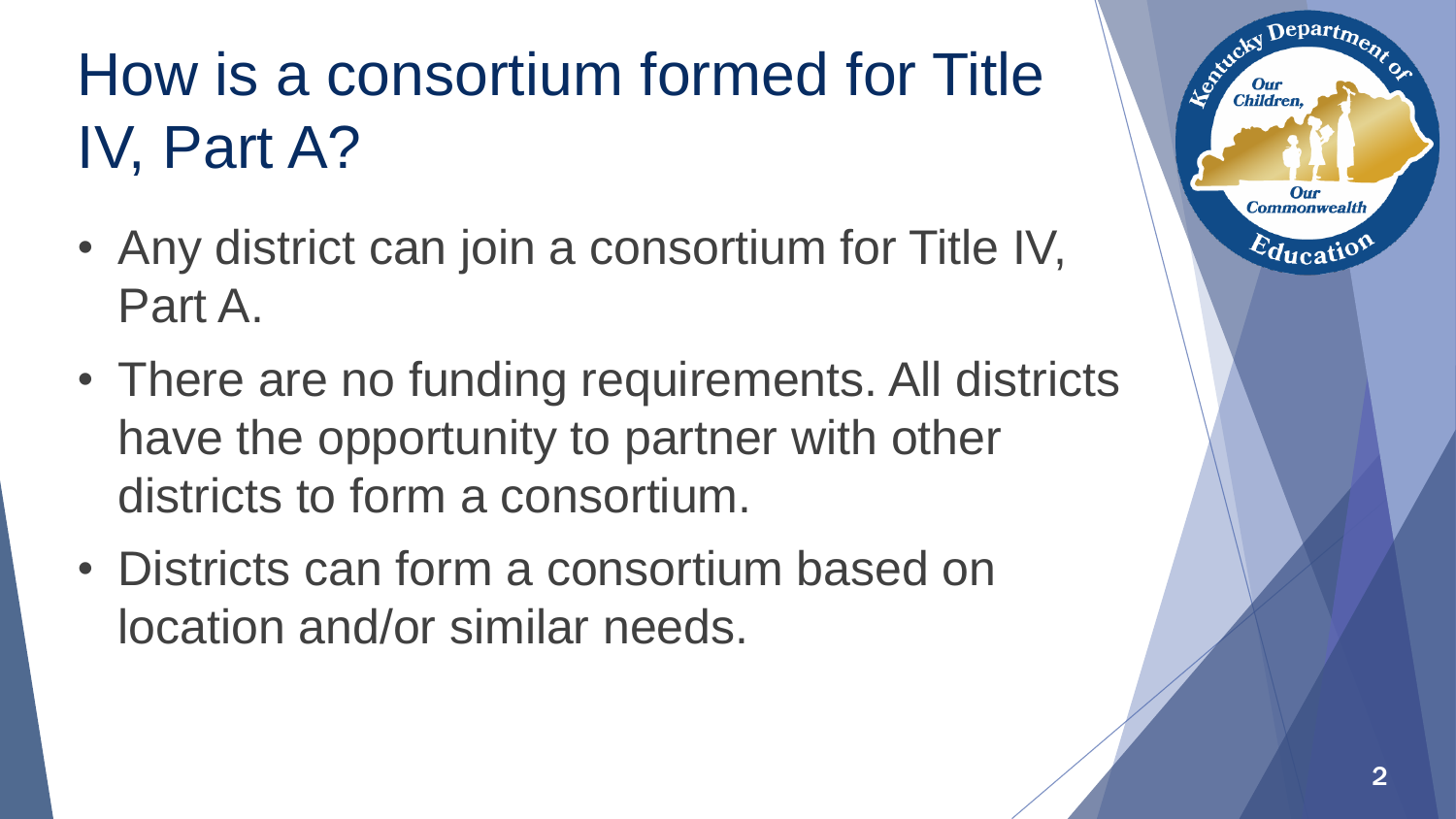# How is a consortium formed for Title IV, Part A?

- Any district can join a consortium for Title IV, Part A.
- There are no funding requirements. All districts have the opportunity to partner with other districts to form a consortium.
- Districts can form a consortium based on location and/or similar needs.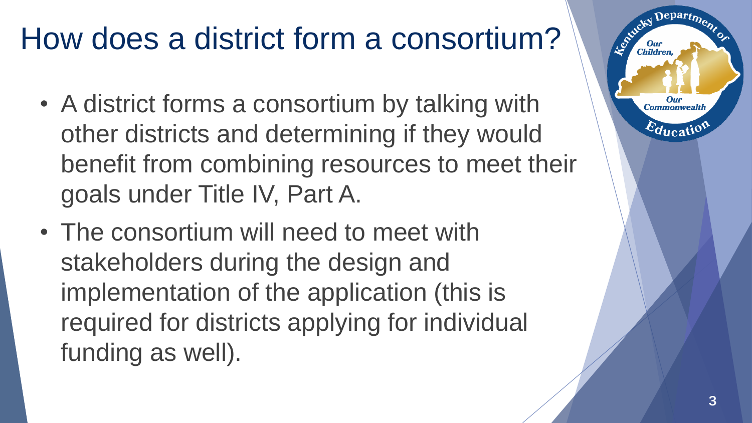# How does a district form a consortium?

- A district forms a consortium by talking with other districts and determining if they would benefit from combining resources to meet their goals under Title IV, Part A.
- The consortium will need to meet with stakeholders during the design and implementation of the application (this is required for districts applying for individual funding as well).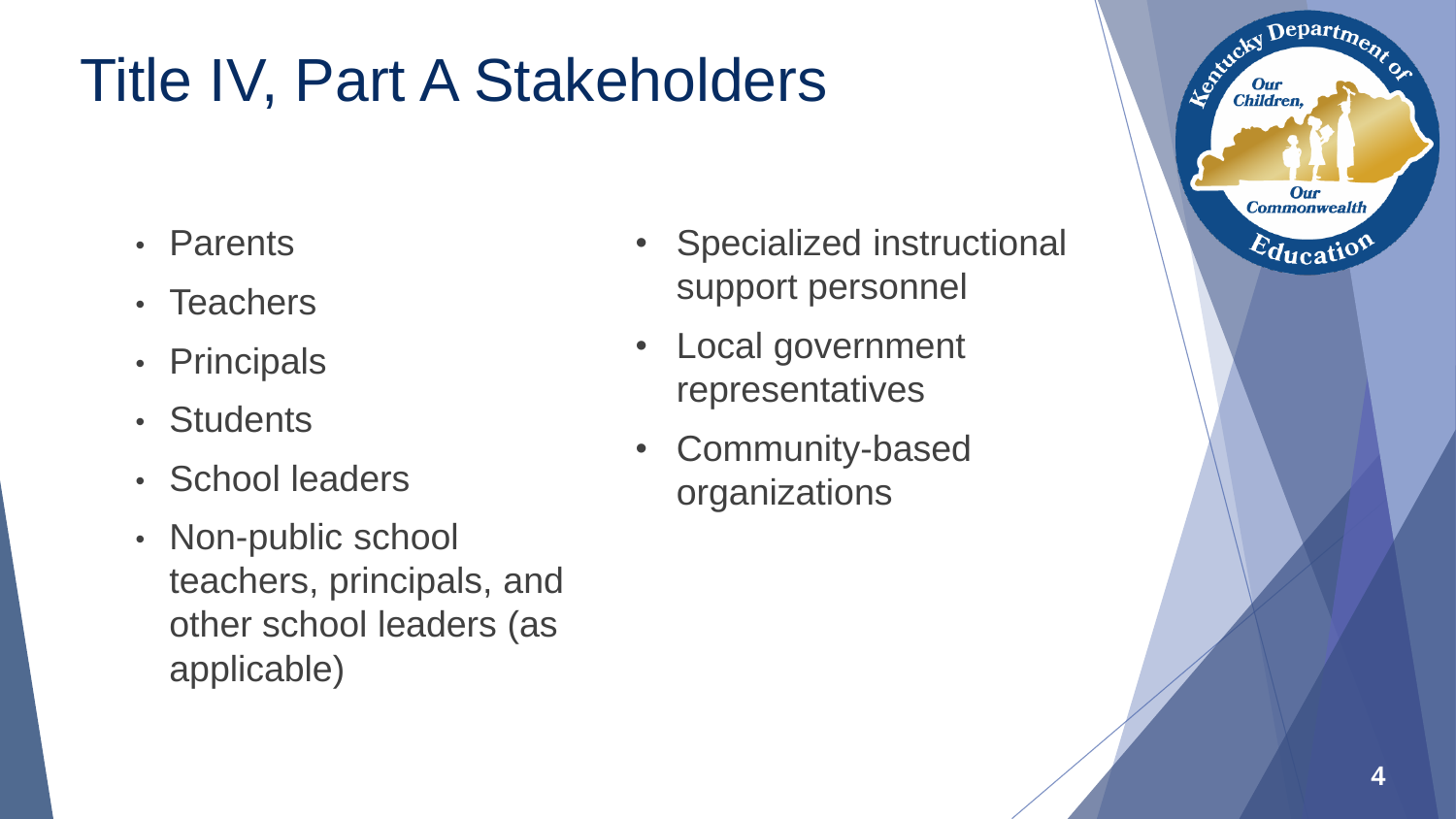# Title IV, Part A Stakeholders

- Parents
- Teachers
- Principals
- Students
- School leaders
- Non-public school teachers, principals, and other school leaders (as applicable)
- Specialized instructional support personnel
- Local government representatives
- Community-based organizations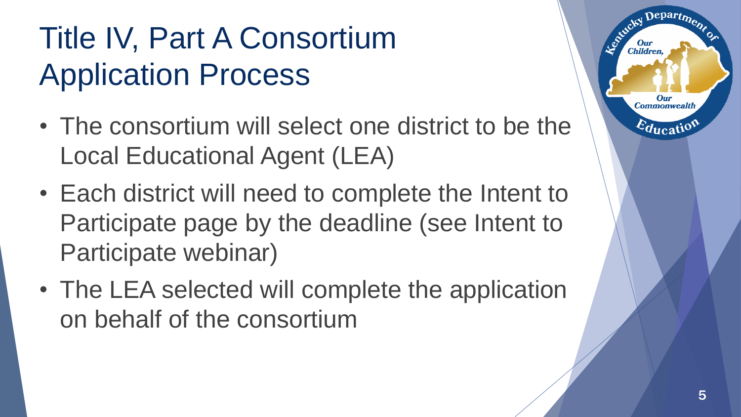# Title IV, Part A Consortium Application Process

- The consortium will select one district to be the Local Educational Agent (LEA)
- Each district will need to complete the Intent to Participate page by the deadline (see Intent to Participate webinar)
- The LEA selected will complete the application on behalf of the consortium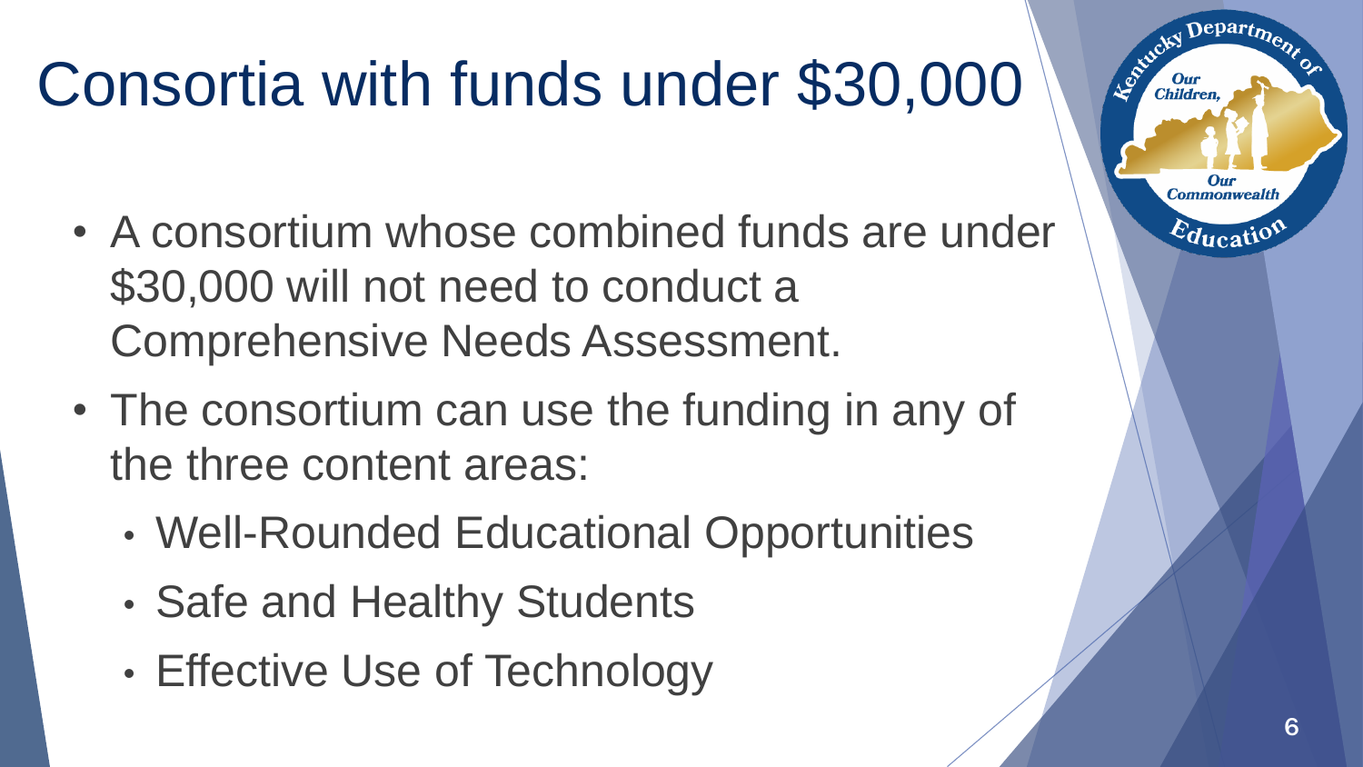# Consortia with funds under $30,000

- A consortium whose combined funds are under $30,000 will not need to conduct a Comprehensive Needs Assessment.
- The consortium can use the funding in any of the three content areas:
  - Well-Rounded Educational Opportunities
  - Safe and Healthy Students
  - Effective Use of Technology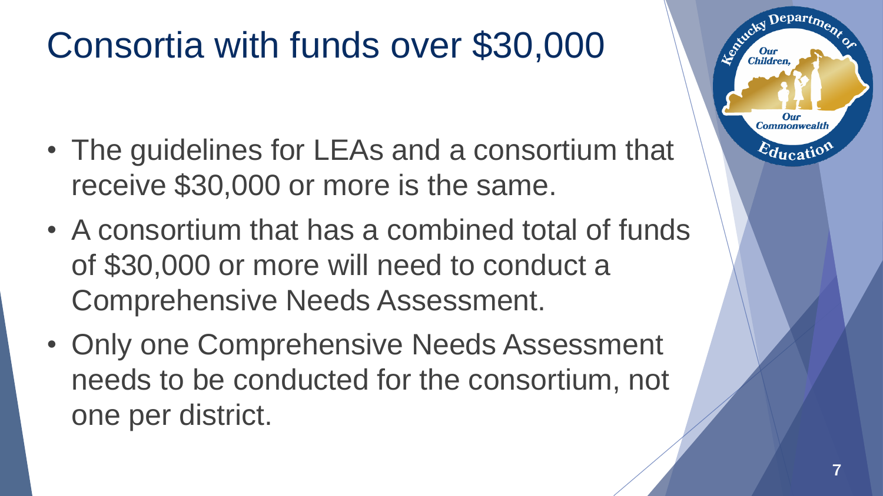# Consortia with funds over $30,000

- The guidelines for LEAs and a consortium that receive $30,000 or more is the same.
- A consortium that has a combined total of funds of $30,000 or more will need to conduct a Comprehensive Needs Assessment.
- Only one Comprehensive Needs Assessment needs to be conducted for the consortium, not one per district.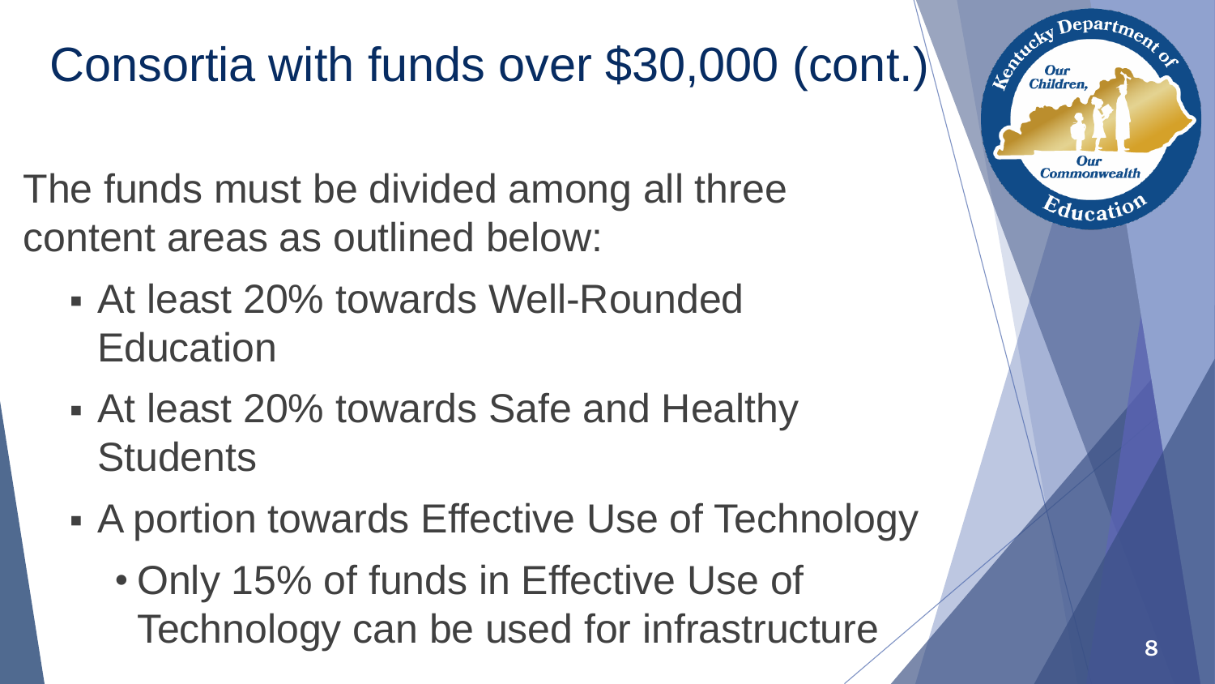# Consortia with funds over $30,000 (cont.)

The funds must be divided among all three content areas as outlined below:

- At least 20% towards Well-Rounded Education
- At least 20% towards Safe and Healthy Students
- A portion towards Effective Use of Technology
  - Only 15% of funds in Effective Use of Technology can be used for infrastructure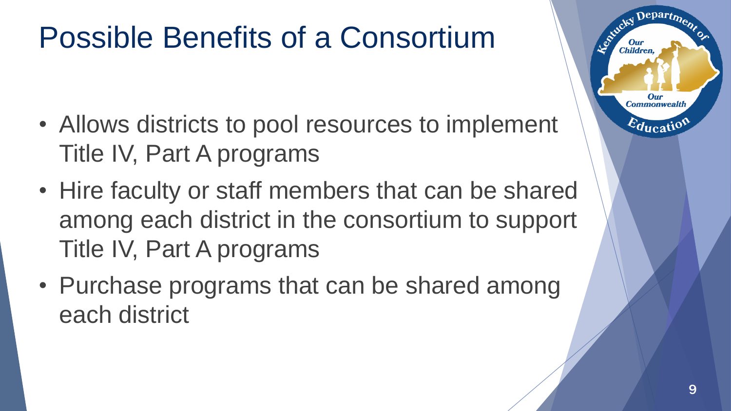# Possible Benefits of a Consortium

- Allows districts to pool resources to implement Title IV, Part A programs
- Hire faculty or staff members that can be shared among each district in the consortium to support Title IV, Part A programs
- Purchase programs that can be shared among each district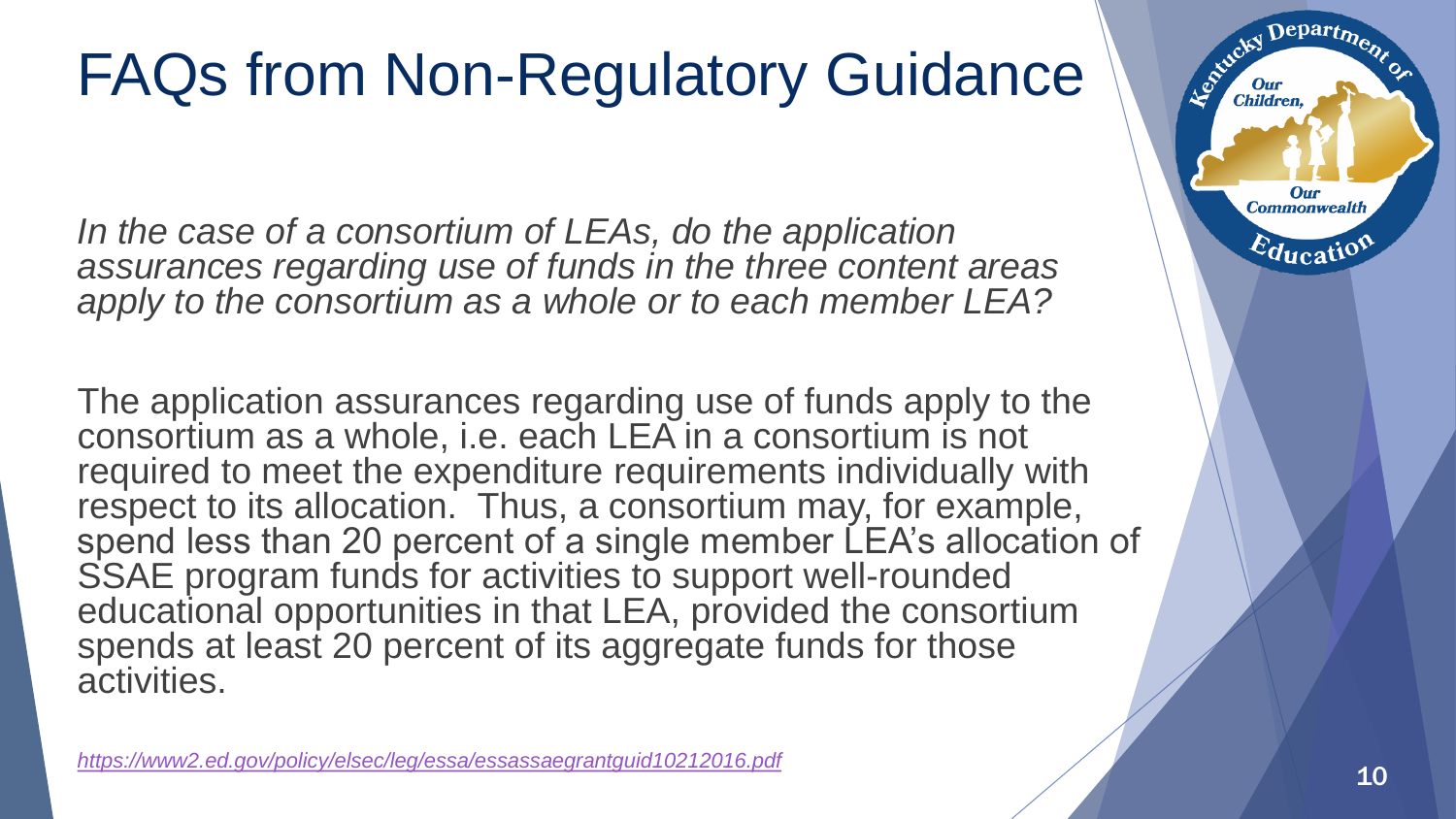# FAQs from Non-Regulatory Guidance

*In the case of a consortium of LEAs, do the application assurances regarding use of funds in the three content areas apply to the consortium as a whole or to each member LEA?*

The application assurances regarding use of funds apply to the consortium as a whole, i.e. each LEA in a consortium is not required to meet the expenditure requirements individually with respect to its allocation. Thus, a consortium may, for example, spend less than 20 percent of a single member LEA's allocation of SSAE program funds for activities to support well-rounded educational opportunities in that LEA, provided the consortium spends at least 20 percent of its aggregate funds for those activities.

*https://www2.ed.gov/policy/elsec/leg/essa/essassaegrantguid10212016.pdf*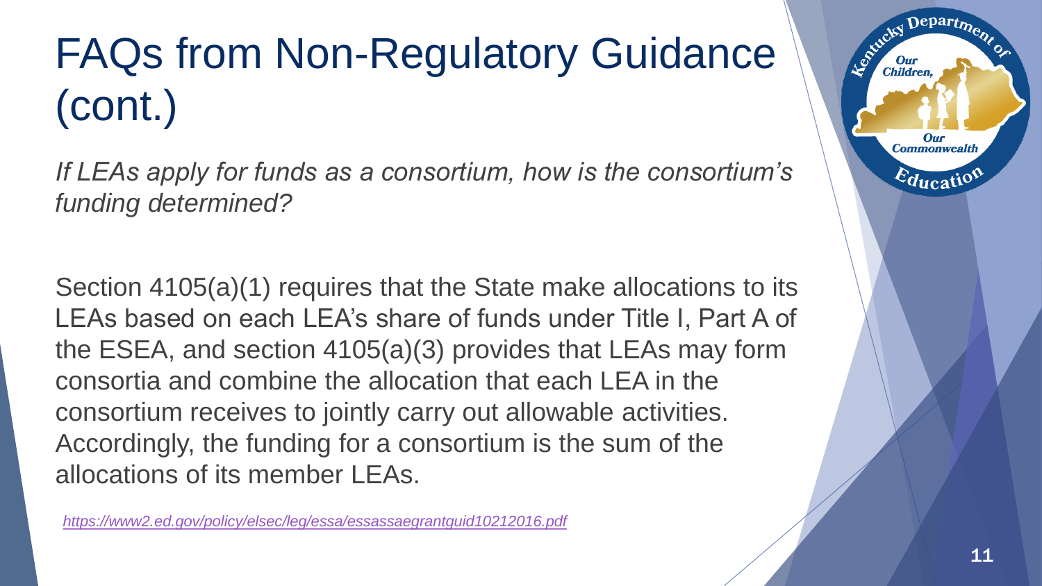# FAQs from Non-Regulatory Guidance (cont.)

*If LEAs apply for funds as a consortium, how is the consortium's funding determined?*

Section 4105(a)(1) requires that the State make allocations to its LEAs based on each LEA's share of funds under Title I, Part A of the ESEA, and section 4105(a)(3) provides that LEAs may form consortia and combine the allocation that each LEA in the consortium receives to jointly carry out allowable activities. Accordingly, the funding for a consortium is the sum of the allocations of its member LEAs.

*https://www2.ed.gov/policy/elsec/leg/essa/essassaegrantguid10212016.pdf*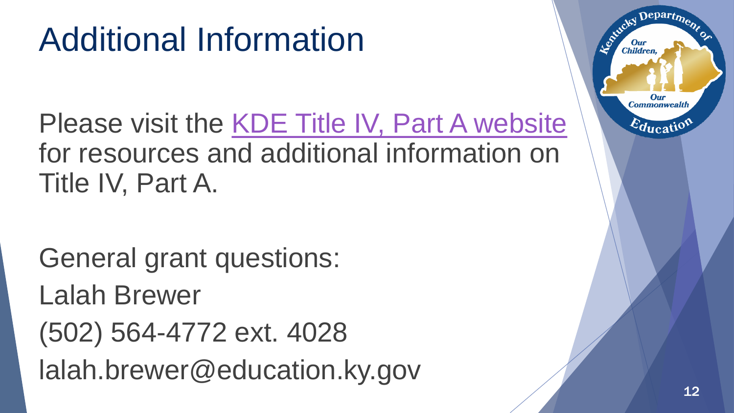# Additional Information

Please visit the KDE Title IV, Part A website for resources and additional information on Title IV, Part A.

General grant questions:

Lalah Brewer

(502) 564-4772 ext. 4028

lalah.brewer@education.ky.gov